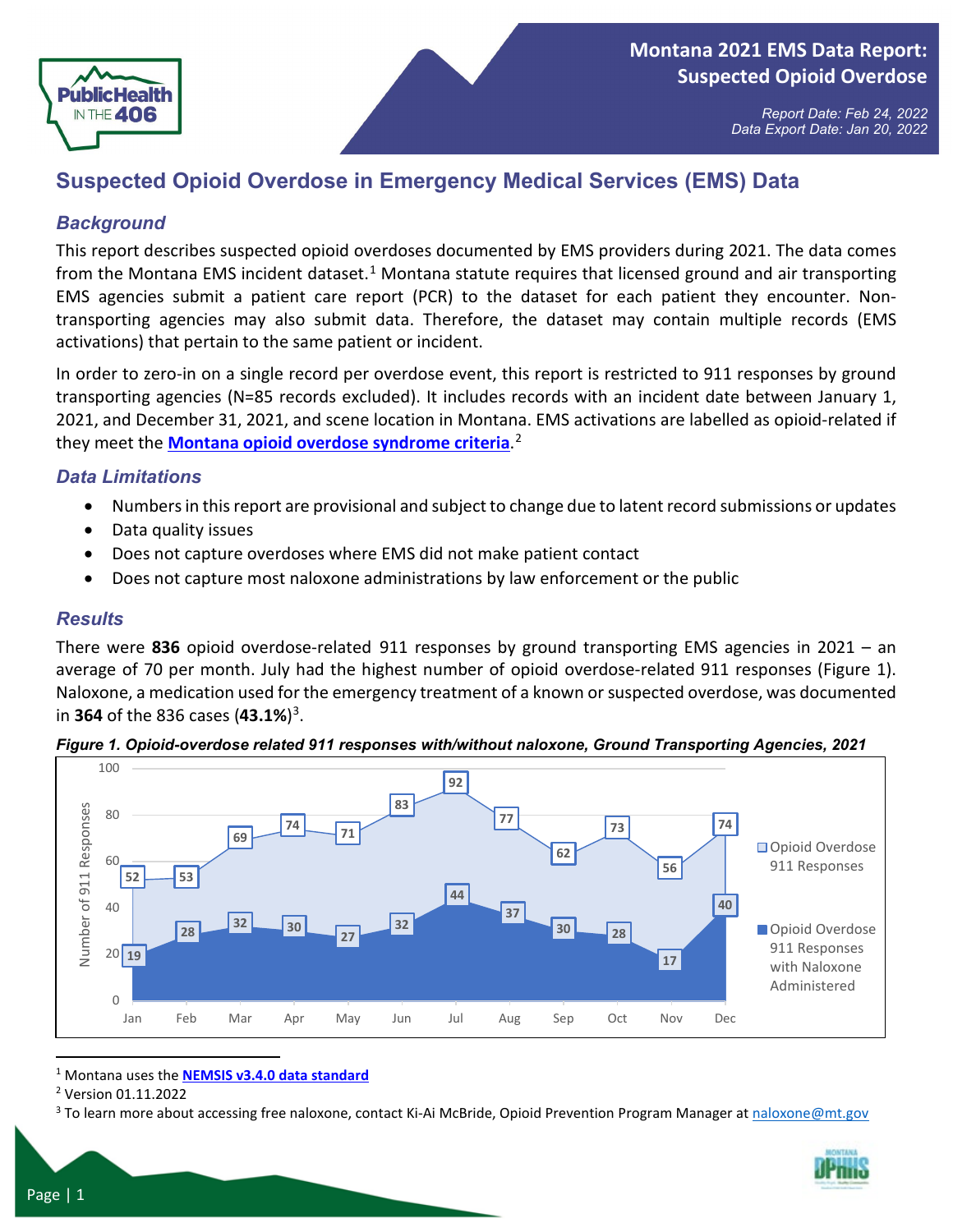# Montana 2021 EMS Data Report: Suspected Opioid Overdose

*Report Date: Feb 24, 2022*
*Data Export Date: Jan 20, 2022*

## Suspected Opioid Overdose in Emergency Medical Services (EMS) Data

### *Background*

This report describes suspected opioid overdoses documented by EMS providers during 2021. The data comes from the Montana EMS incident dataset.[1] Montana statute requires that licensed ground and air transporting EMS agencies submit a patient care report (PCR) to the dataset for each patient they encounter. Non-transporting agencies may also submit data. Therefore, the dataset may contain multiple records (EMS activations) that pertain to the same patient or incident.

In order to zero-in on a single record per overdose event, this report is restricted to 911 responses by ground transporting agencies (N=85 records excluded). It includes records with an incident date between January 1, 2021, and December 31, 2021, and scene location in Montana. EMS activations are labelled as opioid-related if they meet the **Montana opioid overdose syndrome criteria**.[2]

### *Data Limitations*

- Numbers in this report are provisional and subject to change due to latent record submissions or updates
- Data quality issues
- Does not capture overdoses where EMS did not make patient contact
- Does not capture most naloxone administrations by law enforcement or the public

### *Results*

There were **836** opioid overdose-related 911 responses by ground transporting EMS agencies in 2021 – an average of 70 per month. July had the highest number of opioid overdose-related 911 responses (Figure 1). Naloxone, a medication used for the emergency treatment of a known or suspected overdose, was documented in **364** of the 836 cases (**43.1%**)[3].

***Figure 1. Opioid-overdose related 911 responses with/without naloxone, Ground Transporting Agencies, 2021***

| Month | Opioid Overdose 911 Responses | Opioid Overdose 911 Responses with Naloxone Administered |
|---|---|---|
| Jan | 52 | 19 |
| Feb | 53 | 28 |
| Mar | 69 | 32 |
| Apr | 74 | 30 |
| May | 71 | 27 |
| Jun | 83 | 32 |
| Jul | 92 | 44 |
| Aug | 77 | 37 |
| Sep | 62 | 30 |
| Oct | 73 | 28 |
| Nov | 56 | 17 |
| Dec | 74 | 40 |

[1] Montana uses the **NEMSIS v3.4.0 data standard**

[2] Version 01.11.2022

[3] To learn more about accessing free naloxone, contact Ki-Ai McBride, Opioid Prevention Program Manager at naloxone@mt.gov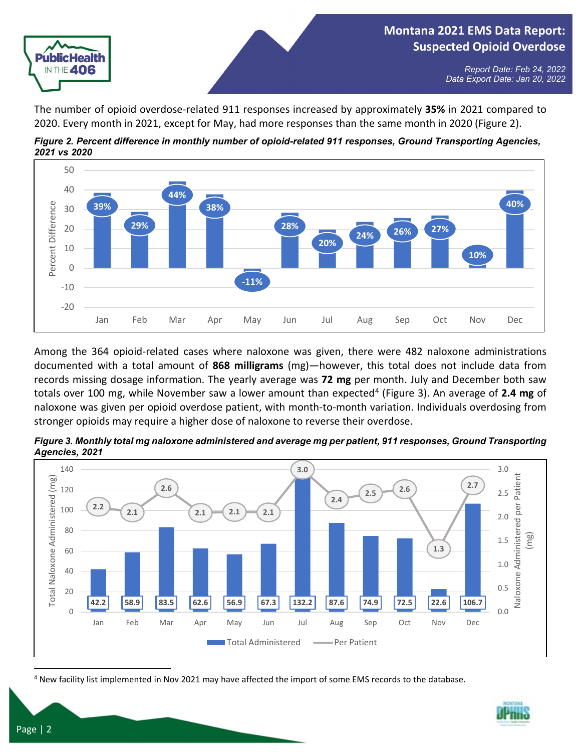The number of opioid overdose-related 911 responses increased by approximately **35%** in 2021 compared to 2020. Every month in 2021, except for May, had more responses than the same month in 2020 (Figure 2).

***Figure 2. Percent difference in monthly number of opioid-related 911 responses, Ground Transporting Agencies, 2021 vs 2020***

| Month | Percent Difference |
|---|---|
| Jan | 39% |
| Feb | 29% |
| Mar | 44% |
| Apr | 38% |
| May | -11% |
| Jun | 28% |
| Jul | 20% |
| Aug | 24% |
| Sep | 26% |
| Oct | 27% |
| Nov | 10% |
| Dec | 40% |

Among the 364 opioid-related cases where naloxone was given, there were 482 naloxone administrations documented with a total amount of **868 milligrams** (mg)—however, this total does not include data from records missing dosage information. The yearly average was **72 mg** per month. July and December both saw totals over 100 mg, while November saw a lower amount than expected[4] (Figure 3). An average of **2.4 mg** of naloxone was given per opioid overdose patient, with month-to-month variation. Individuals overdosing from stronger opioids may require a higher dose of naloxone to reverse their overdose.

***Figure 3. Monthly total mg naloxone administered and average mg per patient, 911 responses, Ground Transporting Agencies, 2021***

| Month | Total Administered (mg) | Per Patient (mg) |
|---|---|---|
| Jan | 42.2 | 2.2 |
| Feb | 58.9 | 2.1 |
| Mar | 83.5 | 2.6 |
| Apr | 62.6 | 2.1 |
| May | 56.9 | 2.1 |
| Jun | 67.3 | 2.1 |
| Jul | 132.2 | 3.0 |
| Aug | 87.6 | 2.4 |
| Sep | 74.9 | 2.5 |
| Oct | 72.5 | 2.6 |
| Nov | 22.6 | 1.3 |
| Dec | 106.7 | 2.7 |

[4] New facility list implemented in Nov 2021 may have affected the import of some EMS records to the database.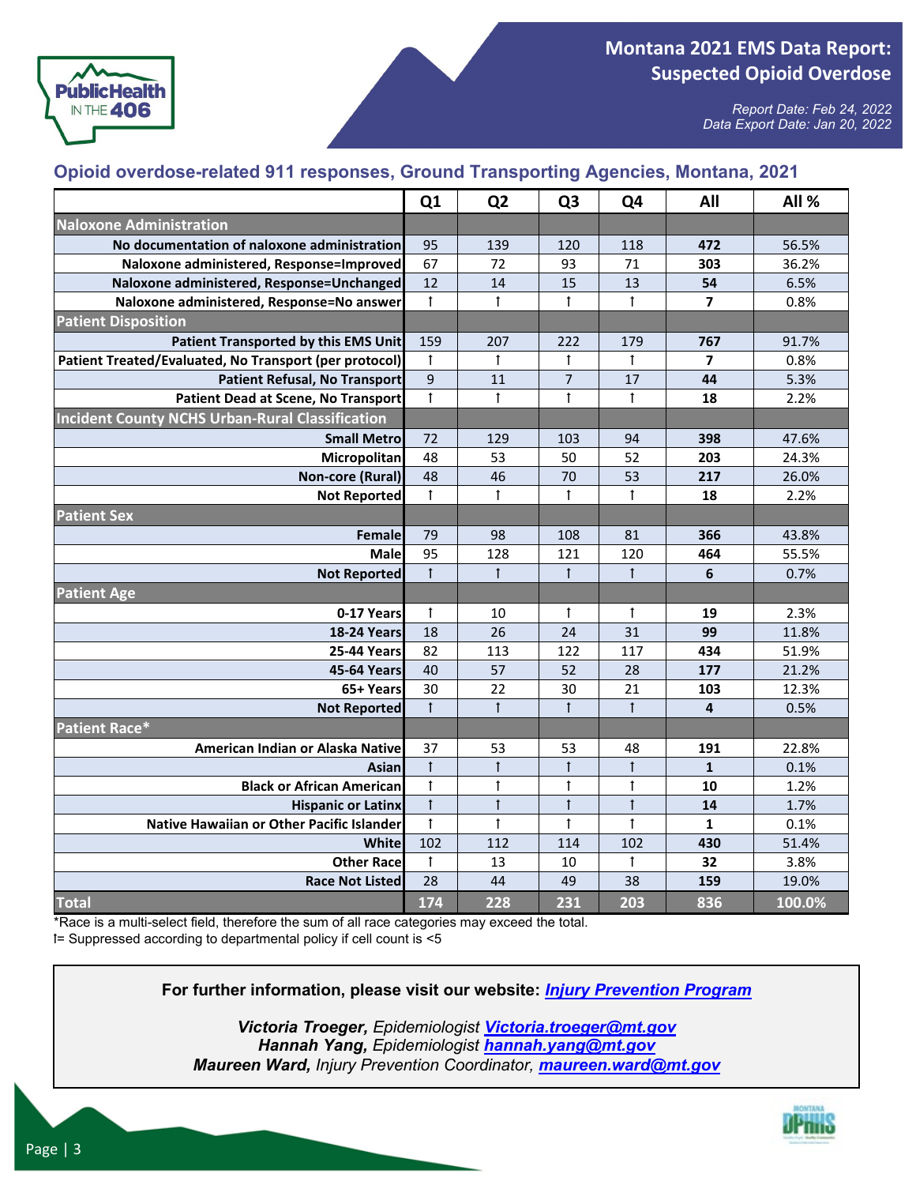# Montana 2021 EMS Data Report: Suspected Opioid Overdose

*Report Date: Feb 24, 2022*
*Data Export Date: Jan 20, 2022*

## Opioid overdose-related 911 responses, Ground Transporting Agencies, Montana, 2021

| | Q1 | Q2 | Q3 | Q4 | All | All % |
|---|---|---|---|---|---|---|
| **Naloxone Administration** | | | | | | |
| No documentation of naloxone administration | 95 | 139 | 120 | 118 | **472** | 56.5% |
| Naloxone administered, Response=Improved | 67 | 72 | 93 | 71 | **303** | 36.2% |
| Naloxone administered, Response=Unchanged | 12 | 14 | 15 | 13 | **54** | 6.5% |
| Naloxone administered, Response=No answer | ǂ | ǂ | ǂ | ǂ | **7** | 0.8% |
| **Patient Disposition** | | | | | | |
| Patient Transported by this EMS Unit | 159 | 207 | 222 | 179 | **767** | 91.7% |
| Patient Treated/Evaluated, No Transport (per protocol) | ǂ | ǂ | ǂ | ǂ | **7** | 0.8% |
| Patient Refusal, No Transport | 9 | 11 | 7 | 17 | **44** | 5.3% |
| Patient Dead at Scene, No Transport | ǂ | ǂ | ǂ | ǂ | **18** | 2.2% |
| **Incident County NCHS Urban-Rural Classification** | | | | | | |
| Small Metro | 72 | 129 | 103 | 94 | **398** | 47.6% |
| Micropolitan | 48 | 53 | 50 | 52 | **203** | 24.3% |
| Non-core (Rural) | 48 | 46 | 70 | 53 | **217** | 26.0% |
| Not Reported | ǂ | ǂ | ǂ | ǂ | **18** | 2.2% |
| **Patient Sex** | | | | | | |
| Female | 79 | 98 | 108 | 81 | **366** | 43.8% |
| Male | 95 | 128 | 121 | 120 | **464** | 55.5% |
| Not Reported | ǂ | ǂ | ǂ | ǂ | **6** | 0.7% |
| **Patient Age** | | | | | | |
| 0-17 Years | ǂ | 10 | ǂ | ǂ | **19** | 2.3% |
| 18-24 Years | 18 | 26 | 24 | 31 | **99** | 11.8% |
| 25-44 Years | 82 | 113 | 122 | 117 | **434** | 51.9% |
| 45-64 Years | 40 | 57 | 52 | 28 | **177** | 21.2% |
| 65+ Years | 30 | 22 | 30 | 21 | **103** | 12.3% |
| Not Reported | ǂ | ǂ | ǂ | ǂ | **4** | 0.5% |
| **Patient Race*** | | | | | | |
| American Indian or Alaska Native | 37 | 53 | 53 | 48 | **191** | 22.8% |
| Asian | ǂ | ǂ | ǂ | ǂ | **1** | 0.1% |
| Black or African American | ǂ | ǂ | ǂ | ǂ | **10** | 1.2% |
| Hispanic or Latinx | ǂ | ǂ | ǂ | ǂ | **14** | 1.7% |
| Native Hawaiian or Other Pacific Islander | ǂ | ǂ | ǂ | ǂ | **1** | 0.1% |
| White | 102 | 112 | 114 | 102 | **430** | 51.4% |
| Other Race | ǂ | 13 | 10 | ǂ | **32** | 3.8% |
| Race Not Listed | 28 | 44 | 49 | 38 | **159** | 19.0% |
| **Total** | **174** | **228** | **231** | **203** | **836** | **100.0%** |

*Race is a multi-select field, therefore the sum of all race categories may exceed the total.
ǂ= Suppressed according to departmental policy if cell count is <5

**For further information, please visit our website: *Injury Prevention Program***

***Victoria Troeger,*** *Epidemiologist* ***Victoria.troeger@mt.gov***
***Hannah Yang,*** *Epidemiologist* ***hannah.yang@mt.gov***
***Maureen Ward,*** *Injury Prevention Coordinator,* ***maureen.ward@mt.gov***